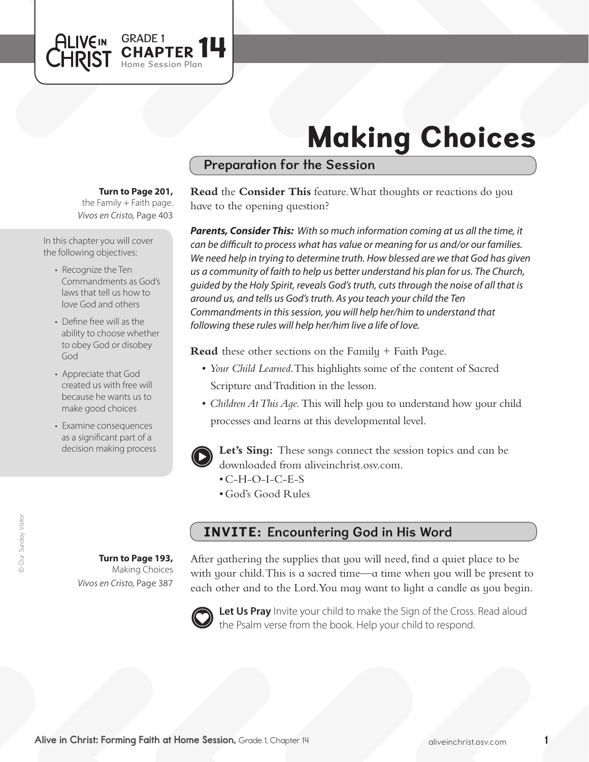GRADE 1 **CHAPTER 14** Home Session Plan

# Making Choices

## Preparation for the Session

**Turn to Page 201,** the Family + Faith page. *Vivos en Cristo,* Page 403

In this chapter you will cover the following objectives:

- Recognize the Ten Commandments as God's laws that tell us how to love God and others
- Define free will as the ability to choose whether to obey God or disobey God
- Appreciate that God created us with free will because he wants us to make good choices
- Examine consequences as a significant part of a decision making process

**Read** the **Consider This** feature. What thoughts or reactions do you have to the opening question?

***Parents, Consider This:*** *With so much information coming at us all the time, it can be difficult to process what has value or meaning for us and/or our families. We need help in trying to determine truth. How blessed are we that God has given us a community of faith to help us better understand his plan for us. The Church, guided by the Holy Spirit, reveals God's truth, cuts through the noise of all that is around us, and tells us God's truth. As you teach your child the Ten Commandments in this session, you will help her/him to understand that following these rules will help her/him live a life of love.*

**Read** these other sections on the Family + Faith Page.

- *Your Child Learned.* This highlights some of the content of Sacred Scripture and Tradition in the lesson.
- *Children At This Age.* This will help you to understand how your child processes and learns at this developmental level.

**Let's Sing:** These songs connect the session topics and can be downloaded from aliveinchrist.osv.com.

- C-H-O-I-C-E-S
- God's Good Rules

## INVITE: Encountering God in His Word

**Turn to Page 193,** Making Choices *Vivos en Cristo,* Page 387

After gathering the supplies that you will need, find a quiet place to be with your child. This is a sacred time—a time when you will be present to each other and to the Lord. You may want to light a candle as you begin.

**Let Us Pray** Invite your child to make the Sign of the Cross. Read aloud the Psalm verse from the book. Help your child to respond.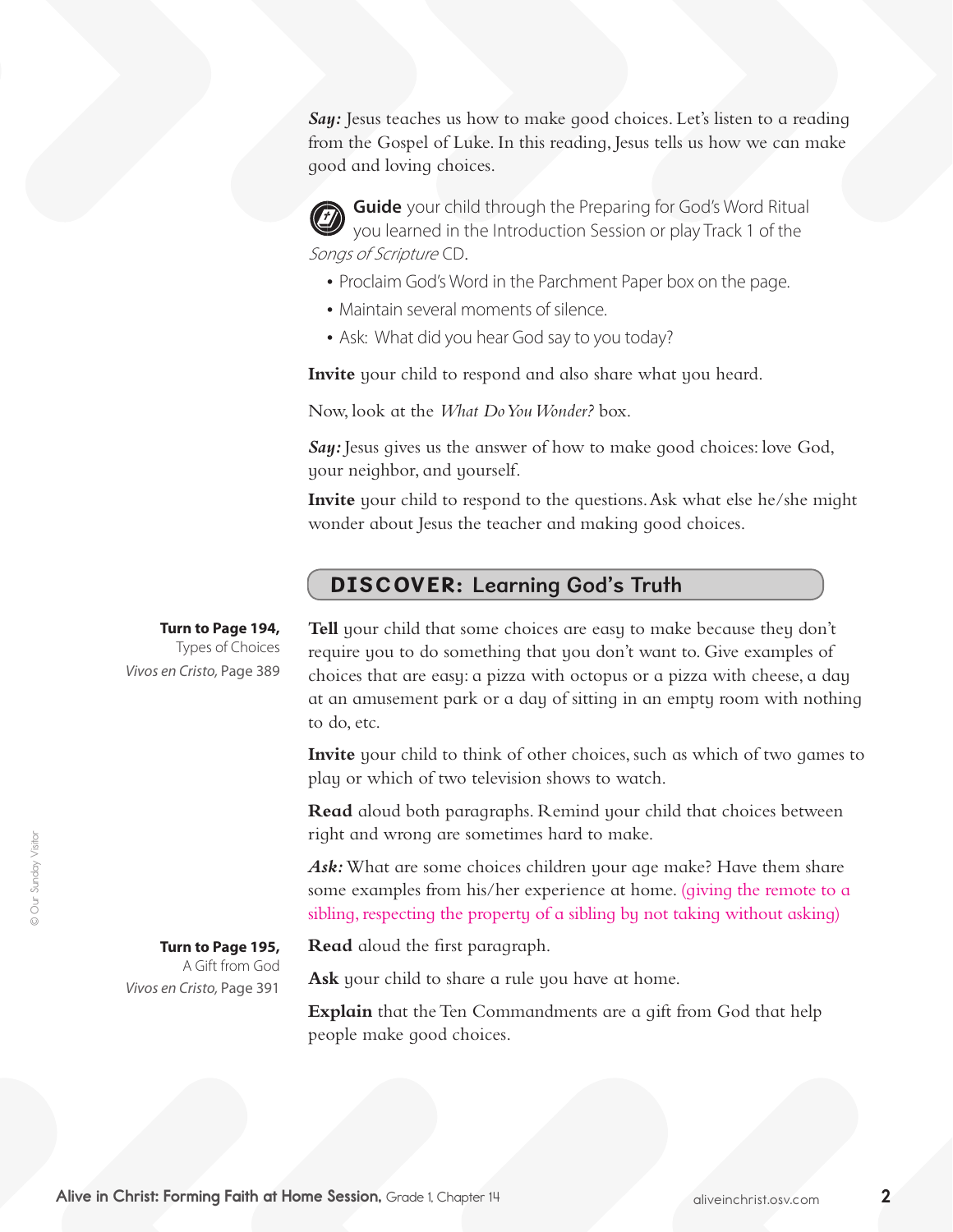***Say:*** Jesus teaches us how to make good choices. Let's listen to a reading from the Gospel of Luke. In this reading, Jesus tells us how we can make good and loving choices.

**Guide** your child through the Preparing for God's Word Ritual you learned in the Introduction Session or play Track 1 of the *Songs of Scripture* CD.

- Proclaim God's Word in the Parchment Paper box on the page.
- Maintain several moments of silence.
- Ask: What did you hear God say to you today?

**Invite** your child to respond and also share what you heard.

Now, look at the *What Do You Wonder?* box.

***Say:*** Jesus gives us the answer of how to make good choices: love God, your neighbor, and yourself.

**Invite** your child to respond to the questions. Ask what else he/she might wonder about Jesus the teacher and making good choices.

## DISCOVER: Learning God's Truth

**Turn to Page 194,**
Types of Choices
*Vivos en Cristo,* Page 389

**Tell** your child that some choices are easy to make because they don't require you to do something that you don't want to. Give examples of choices that are easy: a pizza with octopus or a pizza with cheese, a day at an amusement park or a day of sitting in an empty room with nothing to do, etc.

**Invite** your child to think of other choices, such as which of two games to play or which of two television shows to watch.

**Read** aloud both paragraphs. Remind your child that choices between right and wrong are sometimes hard to make.

***Ask:*** What are some choices children your age make? Have them share some examples from his/her experience at home. (giving the remote to a sibling, respecting the property of a sibling by not taking without asking)

**Turn to Page 195,**
A Gift from God
*Vivos en Cristo,* Page 391

**Read** aloud the first paragraph.

**Ask** your child to share a rule you have at home.

**Explain** that the Ten Commandments are a gift from God that help people make good choices.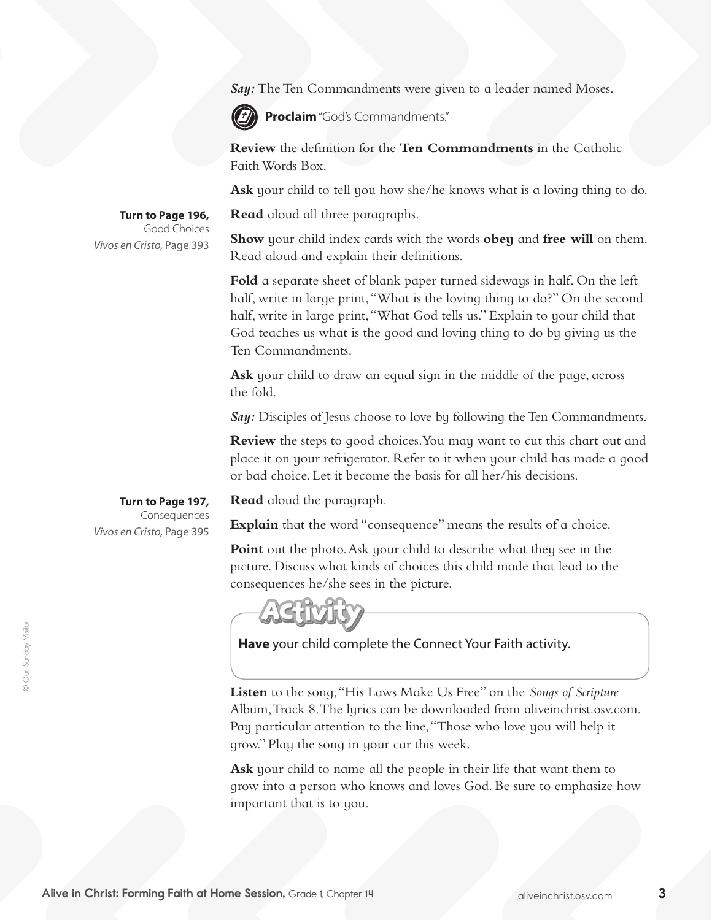***Say:*** The Ten Commandments were given to a leader named Moses.

**Proclaim** "God's Commandments."

**Review** the definition for the **Ten Commandments** in the Catholic Faith Words Box.

**Ask** your child to tell you how she/he knows what is a loving thing to do.

**Turn to Page 196,**
Good Choices
*Vivos en Cristo,* Page 393

**Read** aloud all three paragraphs.

**Show** your child index cards with the words **obey** and **free will** on them. Read aloud and explain their definitions.

**Fold** a separate sheet of blank paper turned sideways in half. On the left half, write in large print, "What is the loving thing to do?" On the second half, write in large print, "What God tells us." Explain to your child that God teaches us what is the good and loving thing to do by giving us the Ten Commandments.

**Ask** your child to draw an equal sign in the middle of the page, across the fold.

***Say:*** Disciples of Jesus choose to love by following the Ten Commandments.

**Review** the steps to good choices. You may want to cut this chart out and place it on your refrigerator. Refer to it when your child has made a good or bad choice. Let it become the basis for all her/his decisions.

**Turn to Page 197,**
Consequences
*Vivos en Cristo,* Page 395

**Read** aloud the paragraph.

**Explain** that the word "consequence" means the results of a choice.

**Point** out the photo. Ask your child to describe what they see in the picture. Discuss what kinds of choices this child made that lead to the consequences he/she sees in the picture.

**Activity**

**Have** your child complete the Connect Your Faith activity.

**Listen** to the song, "His Laws Make Us Free" on the *Songs of Scripture* Album, Track 8. The lyrics can be downloaded from aliveinchrist.osv.com. Pay particular attention to the line, "Those who love you will help it grow." Play the song in your car this week.

**Ask** your child to name all the people in their life that want them to grow into a person who knows and loves God. Be sure to emphasize how important that is to you.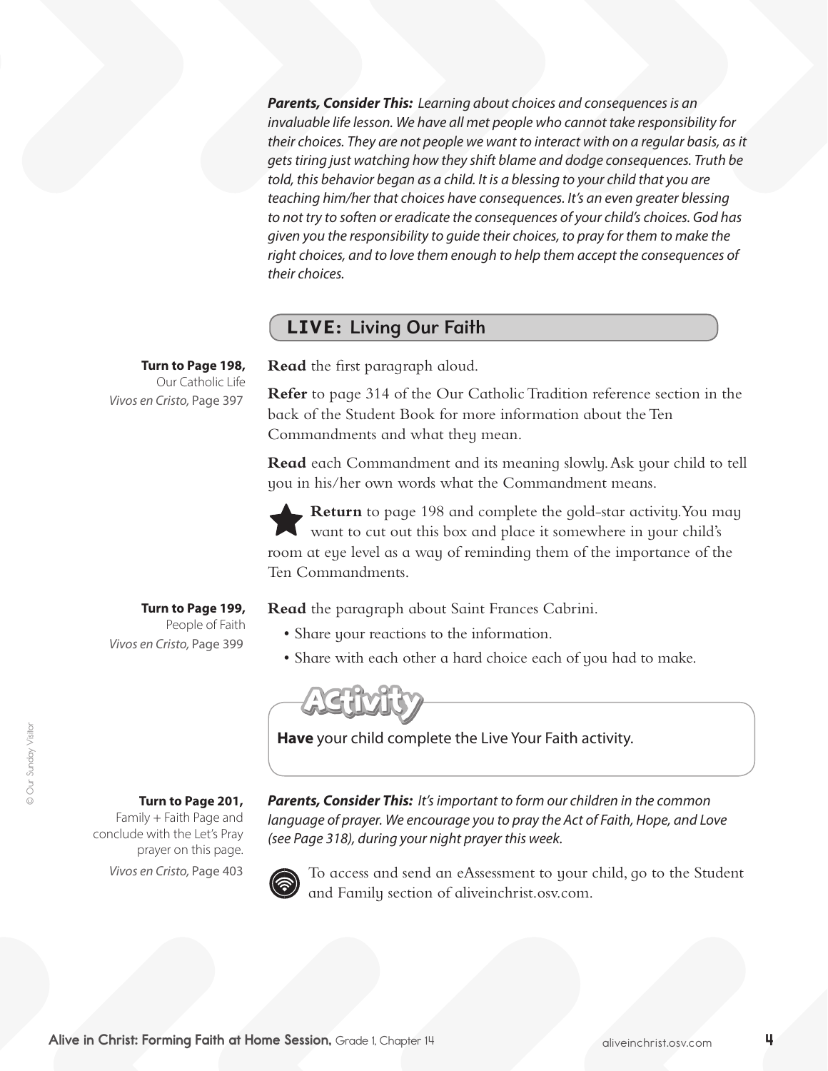***Parents, Consider This:*** *Learning about choices and consequences is an invaluable life lesson. We have all met people who cannot take responsibility for their choices. They are not people we want to interact with on a regular basis, as it gets tiring just watching how they shift blame and dodge consequences. Truth be told, this behavior began as a child. It is a blessing to your child that you are teaching him/her that choices have consequences. It's an even greater blessing to not try to soften or eradicate the consequences of your child's choices. God has given you the responsibility to guide their choices, to pray for them to make the right choices, and to love them enough to help them accept the consequences of their choices.*

## LIVE: Living Our Faith

**Turn to Page 198,**
Our Catholic Life
*Vivos en Cristo,* Page 397

**Read** the first paragraph aloud.

**Refer** to page 314 of the Our Catholic Tradition reference section in the back of the Student Book for more information about the Ten Commandments and what they mean.

**Read** each Commandment and its meaning slowly. Ask your child to tell you in his/her own words what the Commandment means.

★ **Return** to page 198 and complete the gold-star activity. You may want to cut out this box and place it somewhere in your child's room at eye level as a way of reminding them of the importance of the Ten Commandments.

**Turn to Page 199,**
People of Faith
*Vivos en Cristo,* Page 399

**Read** the paragraph about Saint Frances Cabrini.

- Share your reactions to the information.
- Share with each other a hard choice each of you had to make.

**Activity**

**Have** your child complete the Live Your Faith activity.

**Turn to Page 201,**
Family + Faith Page and conclude with the Let's Pray prayer on this page.
*Vivos en Cristo,* Page 403

***Parents, Consider This:*** *It's important to form our children in the common language of prayer. We encourage you to pray the Act of Faith, Hope, and Love (see Page 318), during your night prayer this week.*

To access and send an eAssessment to your child, go to the Student and Family section of aliveinchrist.osv.com.